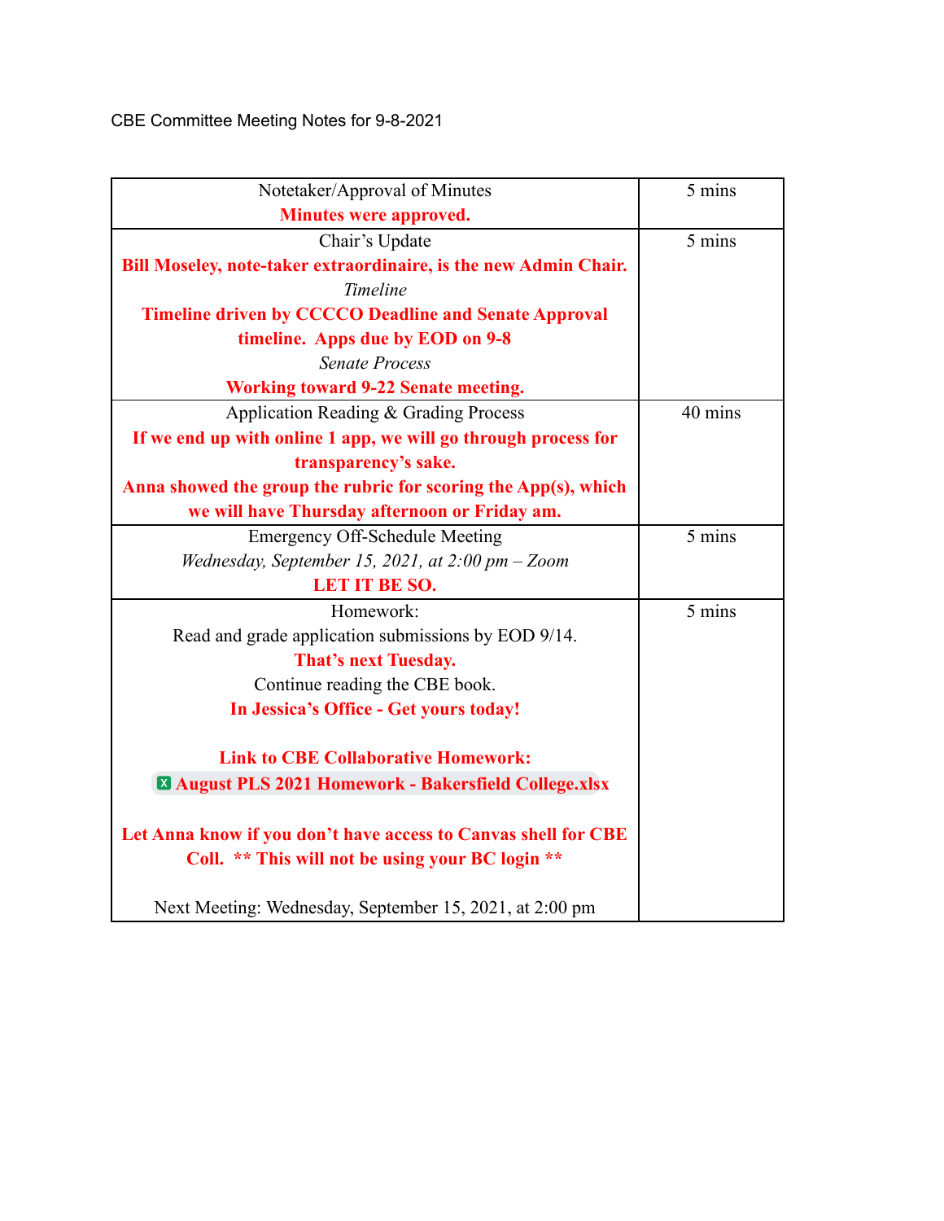CBE Committee Meeting Notes for 9-8-2021

| | |
|---|---|
| Notetaker/Approval of Minutes<br>**Minutes were approved.** | 5 mins |
| Chair's Update<br>**Bill Moseley, note-taker extraordinaire, is the new Admin Chair.**<br>*Timeline*<br>**Timeline driven by CCCCO Deadline and Senate Approval timeline. Apps due by EOD on 9-8**<br>*Senate Process*<br>**Working toward 9-22 Senate meeting.** | 5 mins |
| Application Reading & Grading Process<br>**If we end up with online 1 app, we will go through process for transparency's sake.**<br>**Anna showed the group the rubric for scoring the App(s), which we will have Thursday afternoon or Friday am.** | 40 mins |
| Emergency Off-Schedule Meeting<br>*Wednesday, September 15, 2021, at 2:00 pm – Zoom*<br>**LET IT BE SO.** | 5 mins |
| Homework:<br>Read and grade application submissions by EOD 9/14.<br>**That's next Tuesday.**<br>Continue reading the CBE book.<br>**In Jessica's Office - Get yours today!**<br><br>**Link to CBE Collaborative Homework:**<br>**August PLS 2021 Homework - Bakersfield College.xlsx**<br><br>**Let Anna know if you don't have access to Canvas shell for CBE Coll. ** This will not be using your BC login ****<br><br>Next Meeting: Wednesday, September 15, 2021, at 2:00 pm | 5 mins |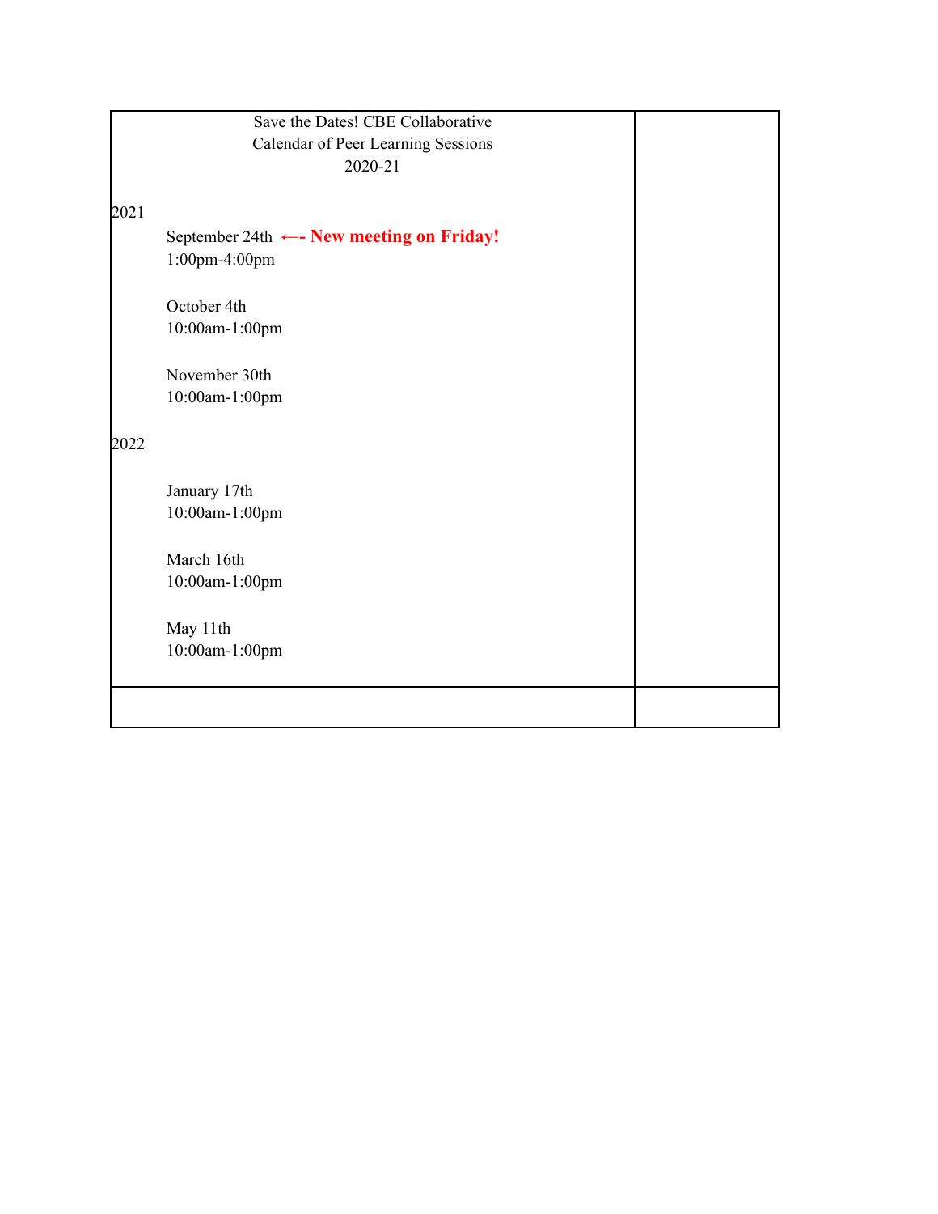Save the Dates! CBE Collaborative
Calendar of Peer Learning Sessions
2020-21

2021

September 24th **←- New meeting on Friday!**
1:00pm-4:00pm

October 4th
10:00am-1:00pm

November 30th
10:00am-1:00pm

2022

January 17th
10:00am-1:00pm

March 16th
10:00am-1:00pm

May 11th
10:00am-1:00pm